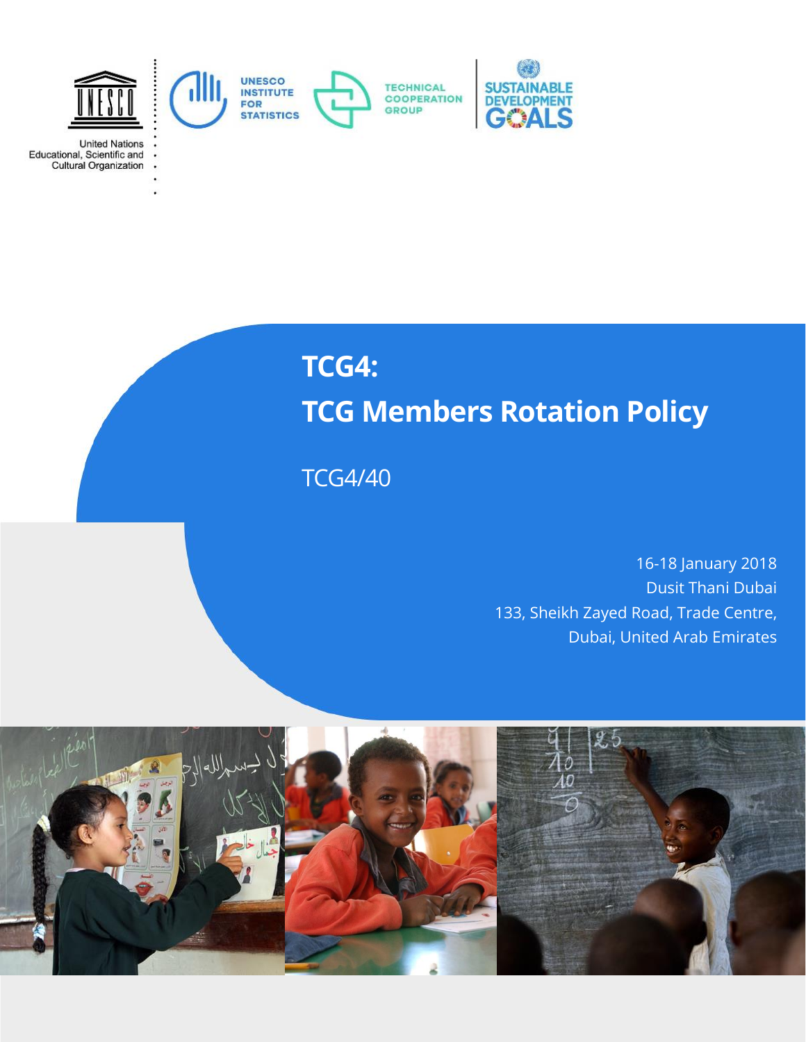United Nations Educational, Scientific and Cultural Organization

UNESCO INSTITUTE FOR STATISTICS

TECHNICAL COOPERATION GROUP

SUSTAINABLE DEVELOPMENT GOALS

# TCG4: TCG Members Rotation Policy

TCG4/40

16-18 January 2018
Dusit Thani Dubai
133, Sheikh Zayed Road, Trade Centre,
Dubai, United Arab Emirates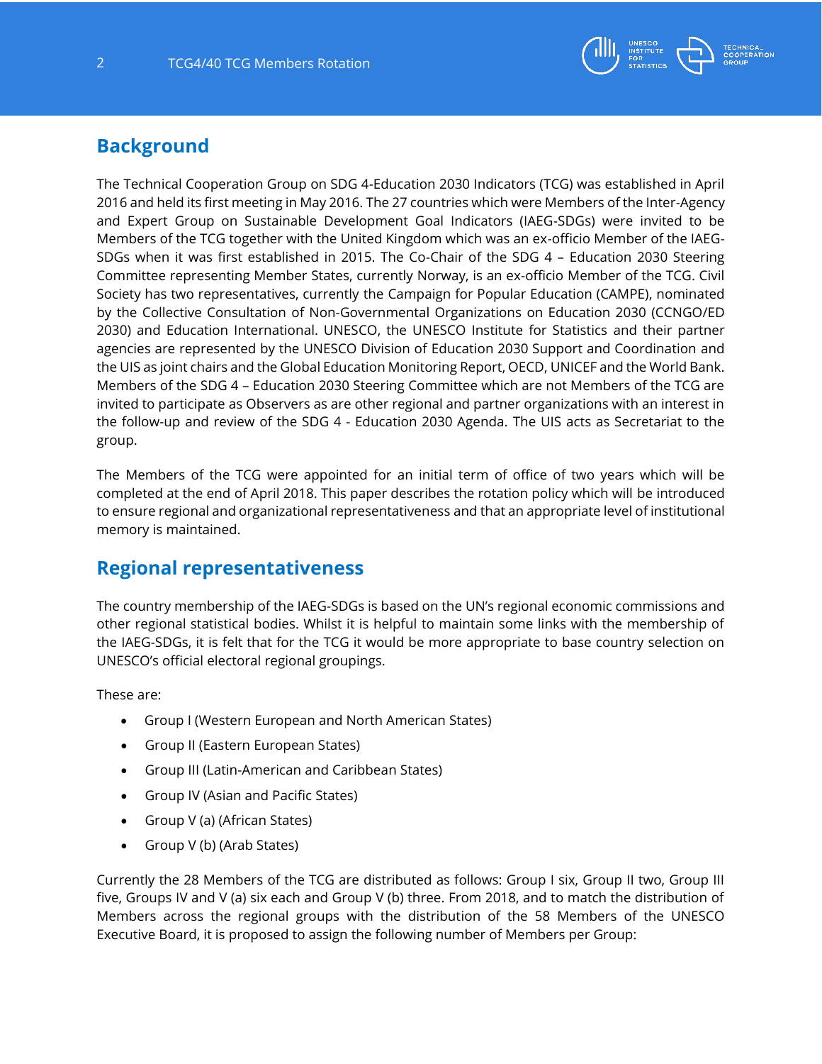## Background

The Technical Cooperation Group on SDG 4-Education 2030 Indicators (TCG) was established in April 2016 and held its first meeting in May 2016. The 27 countries which were Members of the Inter-Agency and Expert Group on Sustainable Development Goal Indicators (IAEG-SDGs) were invited to be Members of the TCG together with the United Kingdom which was an ex-officio Member of the IAEG-SDGs when it was first established in 2015. The Co-Chair of the SDG 4 – Education 2030 Steering Committee representing Member States, currently Norway, is an ex-officio Member of the TCG. Civil Society has two representatives, currently the Campaign for Popular Education (CAMPE), nominated by the Collective Consultation of Non-Governmental Organizations on Education 2030 (CCNGO/ED 2030) and Education International. UNESCO, the UNESCO Institute for Statistics and their partner agencies are represented by the UNESCO Division of Education 2030 Support and Coordination and the UIS as joint chairs and the Global Education Monitoring Report, OECD, UNICEF and the World Bank. Members of the SDG 4 – Education 2030 Steering Committee which are not Members of the TCG are invited to participate as Observers as are other regional and partner organizations with an interest in the follow-up and review of the SDG 4 - Education 2030 Agenda. The UIS acts as Secretariat to the group.

The Members of the TCG were appointed for an initial term of office of two years which will be completed at the end of April 2018. This paper describes the rotation policy which will be introduced to ensure regional and organizational representativeness and that an appropriate level of institutional memory is maintained.

## Regional representativeness

The country membership of the IAEG-SDGs is based on the UN's regional economic commissions and other regional statistical bodies. Whilst it is helpful to maintain some links with the membership of the IAEG-SDGs, it is felt that for the TCG it would be more appropriate to base country selection on UNESCO's official electoral regional groupings.

These are:

- Group I (Western European and North American States)
- Group II (Eastern European States)
- Group III (Latin-American and Caribbean States)
- Group IV (Asian and Pacific States)
- Group V (a) (African States)
- Group V (b) (Arab States)

Currently the 28 Members of the TCG are distributed as follows: Group I six, Group II two, Group III five, Groups IV and V (a) six each and Group V (b) three. From 2018, and to match the distribution of Members across the regional groups with the distribution of the 58 Members of the UNESCO Executive Board, it is proposed to assign the following number of Members per Group: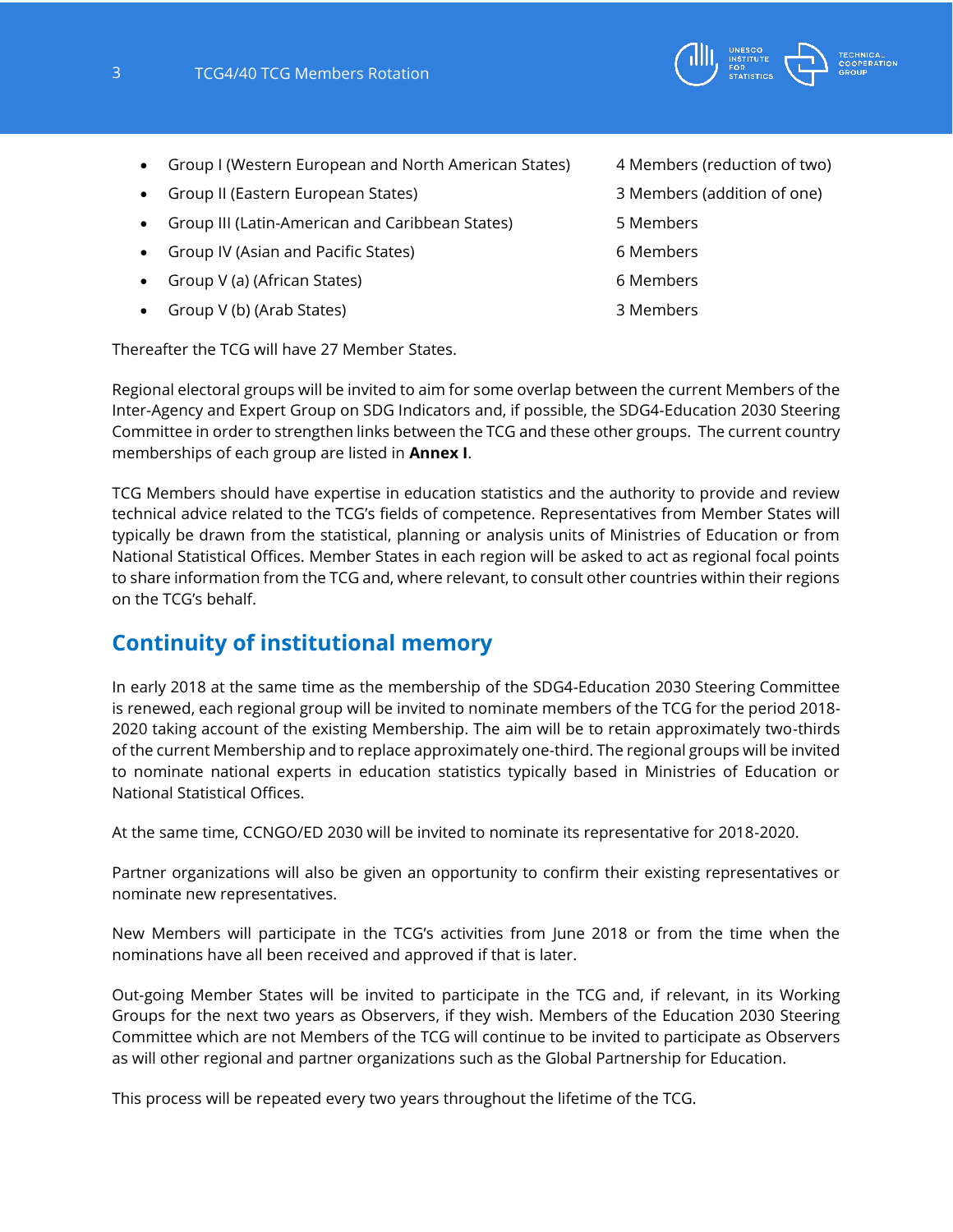- Group I (Western European and North American States) 4 Members (reduction of two)
- Group II (Eastern European States) 3 Members (addition of one)
- Group III (Latin-American and Caribbean States) 5 Members
- Group IV (Asian and Pacific States) 6 Members
- Group V (a) (African States) 6 Members
- Group V (b) (Arab States) 3 Members

Thereafter the TCG will have 27 Member States.

Regional electoral groups will be invited to aim for some overlap between the current Members of the Inter-Agency and Expert Group on SDG Indicators and, if possible, the SDG4-Education 2030 Steering Committee in order to strengthen links between the TCG and these other groups. The current country memberships of each group are listed in **Annex I**.

TCG Members should have expertise in education statistics and the authority to provide and review technical advice related to the TCG's fields of competence. Representatives from Member States will typically be drawn from the statistical, planning or analysis units of Ministries of Education or from National Statistical Offices. Member States in each region will be asked to act as regional focal points to share information from the TCG and, where relevant, to consult other countries within their regions on the TCG's behalf.

## Continuity of institutional memory

In early 2018 at the same time as the membership of the SDG4-Education 2030 Steering Committee is renewed, each regional group will be invited to nominate members of the TCG for the period 2018-2020 taking account of the existing Membership. The aim will be to retain approximately two-thirds of the current Membership and to replace approximately one-third. The regional groups will be invited to nominate national experts in education statistics typically based in Ministries of Education or National Statistical Offices.

At the same time, CCNGO/ED 2030 will be invited to nominate its representative for 2018-2020.

Partner organizations will also be given an opportunity to confirm their existing representatives or nominate new representatives.

New Members will participate in the TCG's activities from June 2018 or from the time when the nominations have all been received and approved if that is later.

Out-going Member States will be invited to participate in the TCG and, if relevant, in its Working Groups for the next two years as Observers, if they wish. Members of the Education 2030 Steering Committee which are not Members of the TCG will continue to be invited to participate as Observers as will other regional and partner organizations such as the Global Partnership for Education.

This process will be repeated every two years throughout the lifetime of the TCG.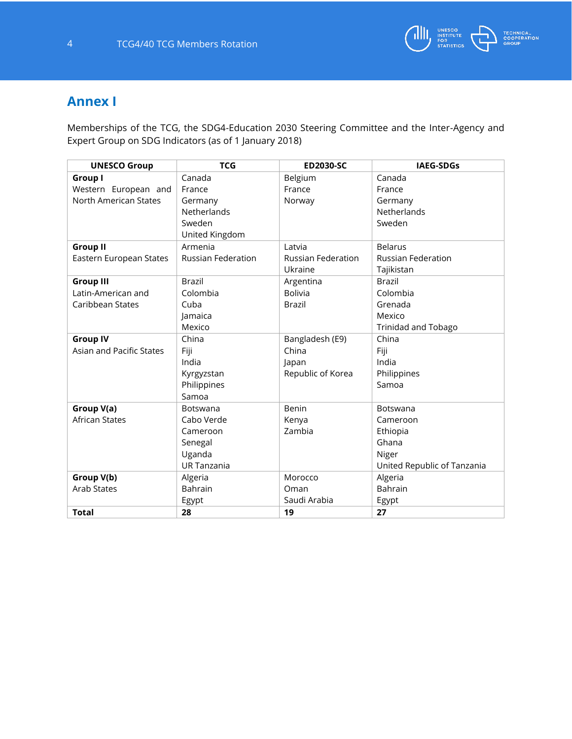# Annex I

Memberships of the TCG, the SDG4-Education 2030 Steering Committee and the Inter-Agency and Expert Group on SDG Indicators (as of 1 January 2018)

| UNESCO Group | TCG | ED2030-SC | IAEG-SDGs |
|---|---|---|---|
| **Group I**<br>Western European and North American States | Canada<br>France<br>Germany<br>Netherlands<br>Sweden<br>United Kingdom | Belgium<br>France<br>Norway | Canada<br>France<br>Germany<br>Netherlands<br>Sweden |
| **Group II**<br>Eastern European States | Armenia<br>Russian Federation | Latvia<br>Russian Federation<br>Ukraine | Belarus<br>Russian Federation<br>Tajikistan |
| **Group III**<br>Latin-American and Caribbean States | Brazil<br>Colombia<br>Cuba<br>Jamaica<br>Mexico | Argentina<br>Bolivia<br>Brazil | Brazil<br>Colombia<br>Grenada<br>Mexico<br>Trinidad and Tobago |
| **Group IV**<br>Asian and Pacific States | China<br>Fiji<br>India<br>Kyrgyzstan<br>Philippines<br>Samoa | Bangladesh (E9)<br>China<br>Japan<br>Republic of Korea | China<br>Fiji<br>India<br>Philippines<br>Samoa |
| **Group V(a)**<br>African States | Botswana<br>Cabo Verde<br>Cameroon<br>Senegal<br>Uganda<br>UR Tanzania | Benin<br>Kenya<br>Zambia | Botswana<br>Cameroon<br>Ethiopia<br>Ghana<br>Niger<br>United Republic of Tanzania |
| **Group V(b)**<br>Arab States | Algeria<br>Bahrain<br>Egypt | Morocco<br>Oman<br>Saudi Arabia | Algeria<br>Bahrain<br>Egypt |
| **Total** | **28** | **19** | **27** |